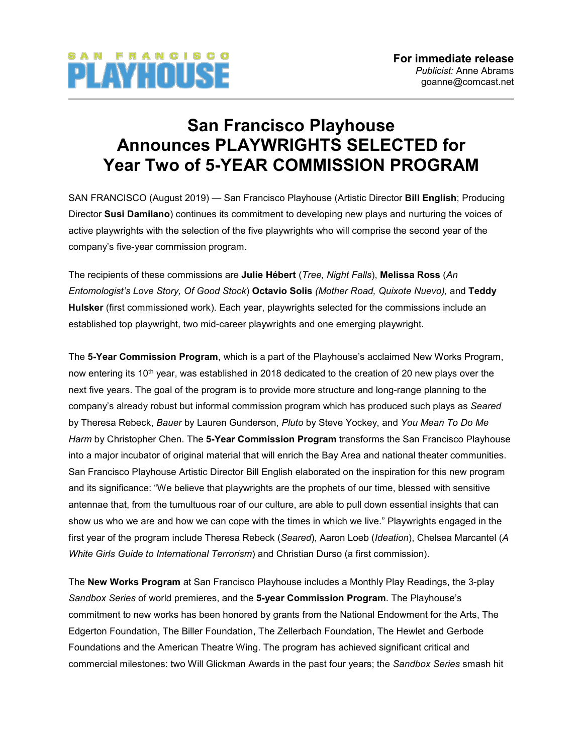SAN FRANCISCO **PLAYHOUSE**

**For immediate release**
*Publicist:* Anne Abrams
goanne@comcast.net

---

# San Francisco Playhouse Announces PLAYWRIGHTS SELECTED for Year Two of 5-YEAR COMMISSION PROGRAM

SAN FRANCISCO (August 2019) — San Francisco Playhouse (Artistic Director **Bill English**; Producing Director **Susi Damilano**) continues its commitment to developing new plays and nurturing the voices of active playwrights with the selection of the five playwrights who will comprise the second year of the company's five-year commission program.

The recipients of these commissions are **Julie Hébert** (*Tree, Night Falls*), **Melissa Ross** (*An Entomologist's Love Story, Of Good Stock*) **Octavio Solis** *(Mother Road, Quixote Nuevo),* and **Teddy Hulsker** (first commissioned work). Each year, playwrights selected for the commissions include an established top playwright, two mid-career playwrights and one emerging playwright.

The **5-Year Commission Program**, which is a part of the Playhouse's acclaimed New Works Program, now entering its 10th year, was established in 2018 dedicated to the creation of 20 new plays over the next five years. The goal of the program is to provide more structure and long-range planning to the company's already robust but informal commission program which has produced such plays as *Seared* by Theresa Rebeck, *Bauer* by Lauren Gunderson, *Pluto* by Steve Yockey, and *You Mean To Do Me Harm* by Christopher Chen. The **5-Year Commission Program** transforms the San Francisco Playhouse into a major incubator of original material that will enrich the Bay Area and national theater communities. San Francisco Playhouse Artistic Director Bill English elaborated on the inspiration for this new program and its significance: "We believe that playwrights are the prophets of our time, blessed with sensitive antennae that, from the tumultuous roar of our culture, are able to pull down essential insights that can show us who we are and how we can cope with the times in which we live." Playwrights engaged in the first year of the program include Theresa Rebeck (*Seared*), Aaron Loeb (*Ideation*), Chelsea Marcantel (*A White Girls Guide to International Terrorism*) and Christian Durso (a first commission).

The **New Works Program** at San Francisco Playhouse includes a Monthly Play Readings, the 3-play *Sandbox Series* of world premieres, and the **5-year Commission Program**. The Playhouse's commitment to new works has been honored by grants from the National Endowment for the Arts, The Edgerton Foundation, The Biller Foundation, The Zellerbach Foundation, The Hewlet and Gerbode Foundations and the American Theatre Wing. The program has achieved significant critical and commercial milestones: two Will Glickman Awards in the past four years; the *Sandbox Series* smash hit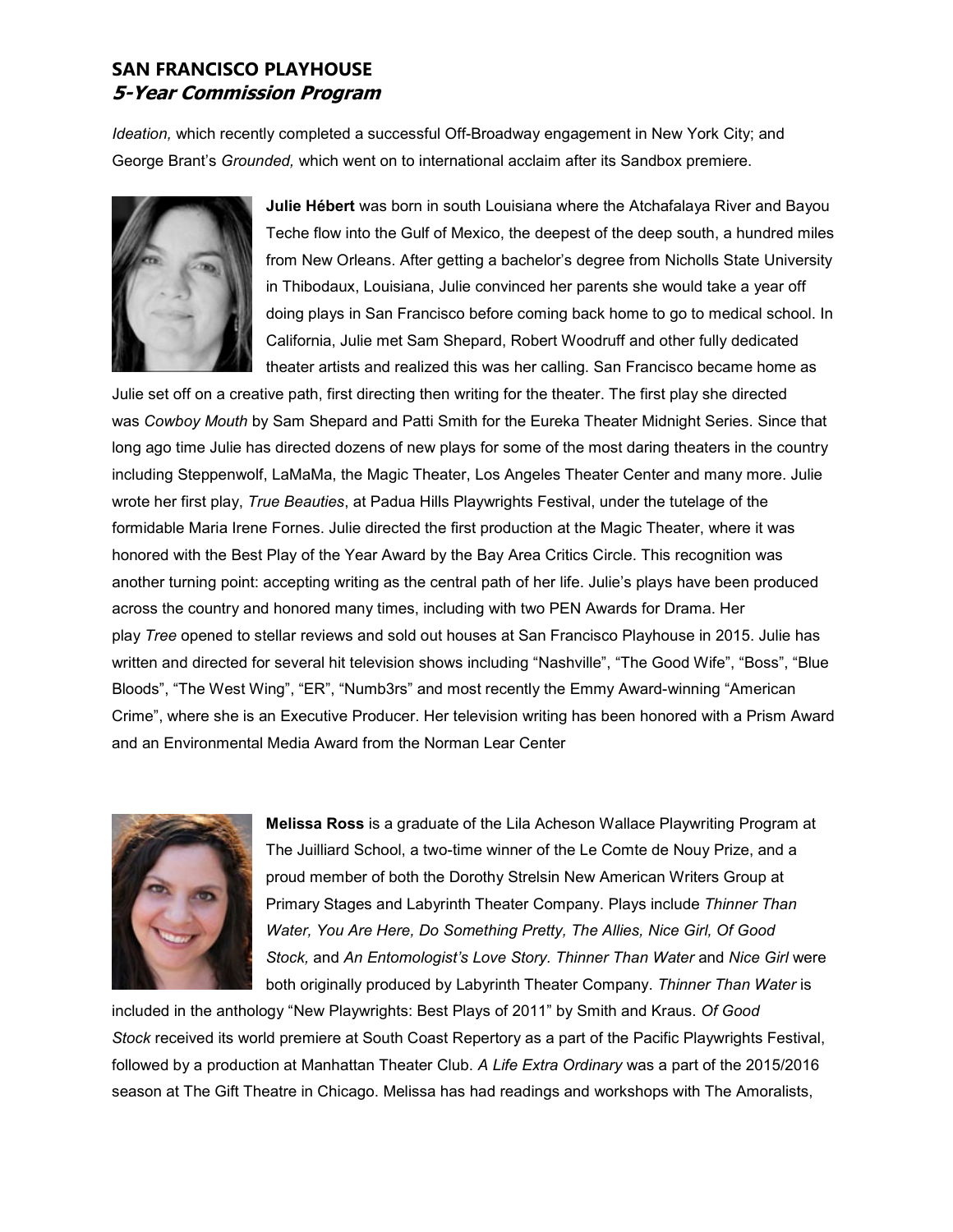*Ideation,* which recently completed a successful Off-Broadway engagement in New York City; and George Brant's *Grounded,* which went on to international acclaim after its Sandbox premiere.

**Julie Hébert** was born in south Louisiana where the Atchafalaya River and Bayou Teche flow into the Gulf of Mexico, the deepest of the deep south, a hundred miles from New Orleans. After getting a bachelor's degree from Nicholls State University in Thibodaux, Louisiana, Julie convinced her parents she would take a year off doing plays in San Francisco before coming back home to go to medical school. In California, Julie met Sam Shepard, Robert Woodruff and other fully dedicated theater artists and realized this was her calling. San Francisco became home as Julie set off on a creative path, first directing then writing for the theater. The first play she directed was *Cowboy Mouth* by Sam Shepard and Patti Smith for the Eureka Theater Midnight Series. Since that long ago time Julie has directed dozens of new plays for some of the most daring theaters in the country including Steppenwolf, LaMaMa, the Magic Theater, Los Angeles Theater Center and many more. Julie wrote her first play, *True Beauties*, at Padua Hills Playwrights Festival, under the tutelage of the formidable Maria Irene Fornes. Julie directed the first production at the Magic Theater, where it was honored with the Best Play of the Year Award by the Bay Area Critics Circle. This recognition was another turning point: accepting writing as the central path of her life. Julie's plays have been produced across the country and honored many times, including with two PEN Awards for Drama. Her play *Tree* opened to stellar reviews and sold out houses at San Francisco Playhouse in 2015. Julie has written and directed for several hit television shows including "Nashville", "The Good Wife", "Boss", "Blue Bloods", "The West Wing", "ER", "Numb3rs" and most recently the Emmy Award-winning "American Crime", where she is an Executive Producer. Her television writing has been honored with a Prism Award and an Environmental Media Award from the Norman Lear Center

**Melissa Ross** is a graduate of the Lila Acheson Wallace Playwriting Program at The Juilliard School, a two-time winner of the Le Comte de Nouy Prize, and a proud member of both the Dorothy Strelsin New American Writers Group at Primary Stages and Labyrinth Theater Company. Plays include *Thinner Than Water, You Are Here, Do Something Pretty, The Allies, Nice Girl, Of Good Stock,* and *An Entomologist's Love Story. Thinner Than Water* and *Nice Girl* were both originally produced by Labyrinth Theater Company. *Thinner Than Water* is included in the anthology "New Playwrights: Best Plays of 2011" by Smith and Kraus. *Of Good Stock* received its world premiere at South Coast Repertory as a part of the Pacific Playwrights Festival, followed by a production at Manhattan Theater Club. *A Life Extra Ordinary* was a part of the 2015/2016 season at The Gift Theatre in Chicago. Melissa has had readings and workshops with The Amoralists,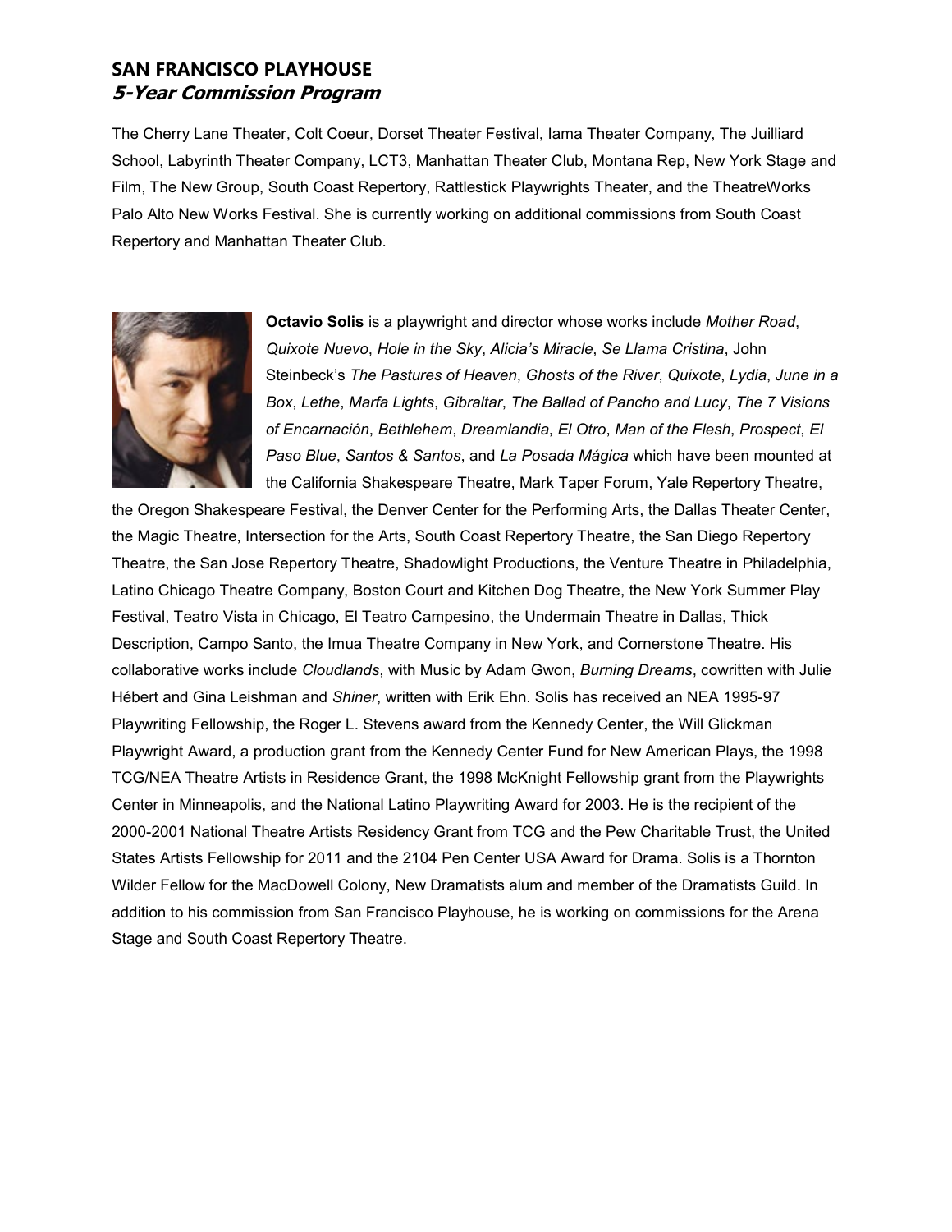## SAN FRANCISCO PLAYHOUSE
### *5-Year Commission Program*

The Cherry Lane Theater, Colt Coeur, Dorset Theater Festival, Iama Theater Company, The Juilliard School, Labyrinth Theater Company, LCT3, Manhattan Theater Club, Montana Rep, New York Stage and Film, The New Group, South Coast Repertory, Rattlestick Playwrights Theater, and the TheatreWorks Palo Alto New Works Festival. She is currently working on additional commissions from South Coast Repertory and Manhattan Theater Club.

**Octavio Solis** is a playwright and director whose works include *Mother Road*, *Quixote Nuevo*, *Hole in the Sky*, *Alicia's Miracle*, *Se Llama Cristina*, John Steinbeck's *The Pastures of Heaven*, *Ghosts of the River*, *Quixote*, *Lydia*, *June in a Box*, *Lethe*, *Marfa Lights*, *Gibraltar*, *The Ballad of Pancho and Lucy*, *The 7 Visions of Encarnación*, *Bethlehem*, *Dreamlandia*, *El Otro*, *Man of the Flesh*, *Prospect*, *El Paso Blue*, *Santos & Santos*, and *La Posada Mágica* which have been mounted at the California Shakespeare Theatre, Mark Taper Forum, Yale Repertory Theatre, the Oregon Shakespeare Festival, the Denver Center for the Performing Arts, the Dallas Theater Center, the Magic Theatre, Intersection for the Arts, South Coast Repertory Theatre, the San Diego Repertory Theatre, the San Jose Repertory Theatre, Shadowlight Productions, the Venture Theatre in Philadelphia, Latino Chicago Theatre Company, Boston Court and Kitchen Dog Theatre, the New York Summer Play Festival, Teatro Vista in Chicago, El Teatro Campesino, the Undermain Theatre in Dallas, Thick Description, Campo Santo, the Imua Theatre Company in New York, and Cornerstone Theatre. His collaborative works include *Cloudlands*, with Music by Adam Gwon, *Burning Dreams*, cowritten with Julie Hébert and Gina Leishman and *Shiner*, written with Erik Ehn. Solis has received an NEA 1995-97 Playwriting Fellowship, the Roger L. Stevens award from the Kennedy Center, the Will Glickman Playwright Award, a production grant from the Kennedy Center Fund for New American Plays, the 1998 TCG/NEA Theatre Artists in Residence Grant, the 1998 McKnight Fellowship grant from the Playwrights Center in Minneapolis, and the National Latino Playwriting Award for 2003. He is the recipient of the 2000-2001 National Theatre Artists Residency Grant from TCG and the Pew Charitable Trust, the United States Artists Fellowship for 2011 and the 2104 Pen Center USA Award for Drama. Solis is a Thornton Wilder Fellow for the MacDowell Colony, New Dramatists alum and member of the Dramatists Guild. In addition to his commission from San Francisco Playhouse, he is working on commissions for the Arena Stage and South Coast Repertory Theatre.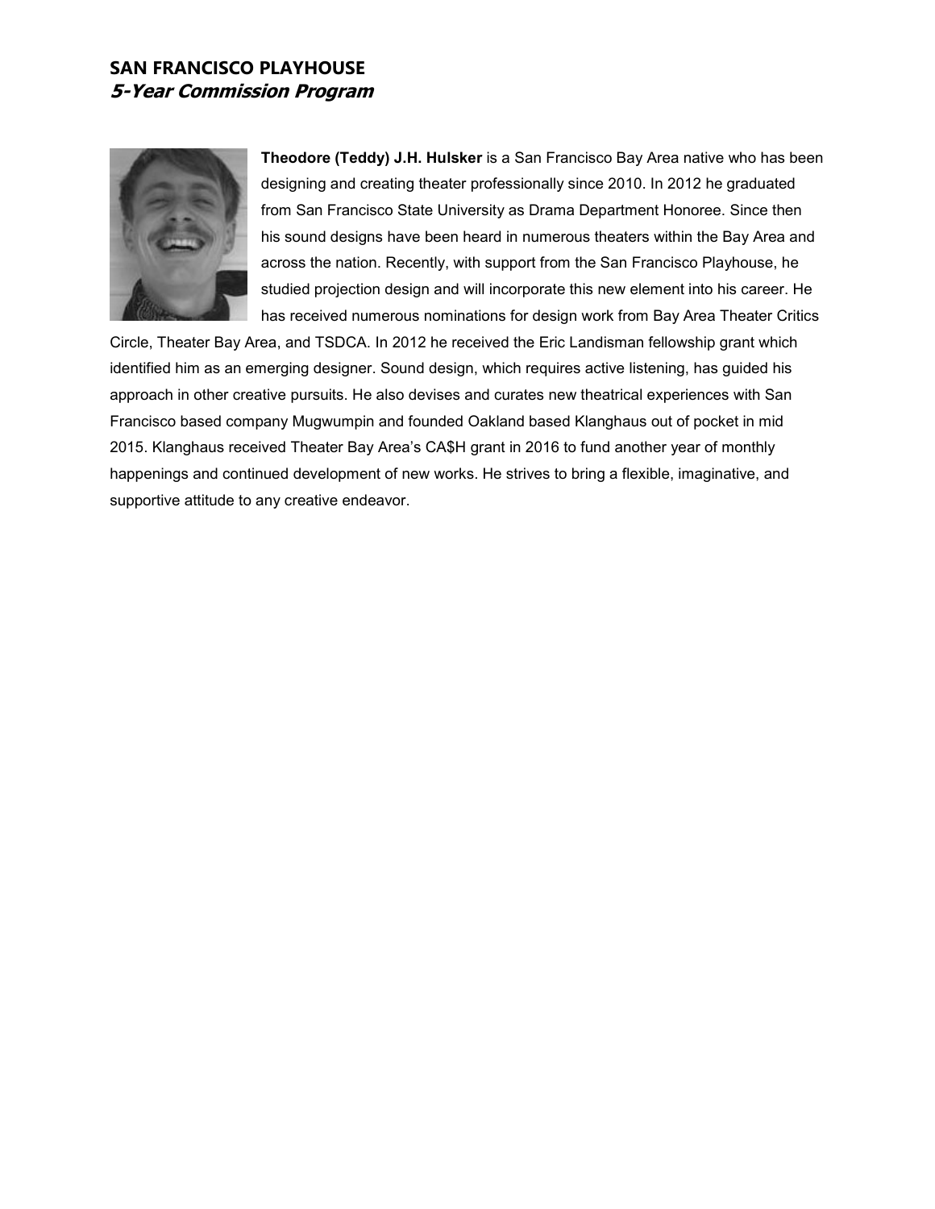## SAN FRANCISCO PLAYHOUSE
### *5-Year Commission Program*

**Theodore (Teddy) J.H. Hulsker** is a San Francisco Bay Area native who has been designing and creating theater professionally since 2010. In 2012 he graduated from San Francisco State University as Drama Department Honoree. Since then his sound designs have been heard in numerous theaters within the Bay Area and across the nation. Recently, with support from the San Francisco Playhouse, he studied projection design and will incorporate this new element into his career. He has received numerous nominations for design work from Bay Area Theater Critics Circle, Theater Bay Area, and TSDCA. In 2012 he received the Eric Landisman fellowship grant which identified him as an emerging designer. Sound design, which requires active listening, has guided his approach in other creative pursuits. He also devises and curates new theatrical experiences with San Francisco based company Mugwumpin and founded Oakland based Klanghaus out of pocket in mid 2015. Klanghaus received Theater Bay Area's CA$H grant in 2016 to fund another year of monthly happenings and continued development of new works. He strives to bring a flexible, imaginative, and supportive attitude to any creative endeavor.